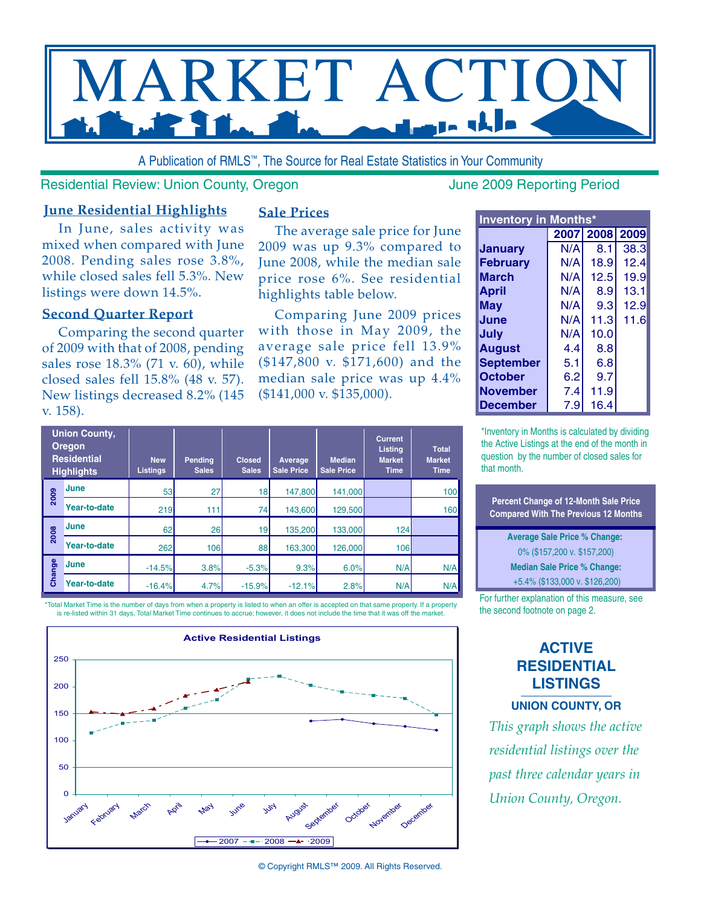# MARKET ACTION

A Publication of RMLS™, The Source for Real Estate Statistics in Your Community

Residential Review: Union County, Oregon — June 2009 Reporting Period

## June Residential Highlights

In June, sales activity was mixed when compared with June 2008. Pending sales rose 3.8%, while closed sales fell 5.3%. New listings were down 14.5%.

## Second Quarter Report

Comparing the second quarter of 2009 with that of 2008, pending sales rose 18.3% (71 v. 60), while closed sales fell 15.8% (48 v. 57). New listings decreased 8.2% (145 v. 158).

## Sale Prices

The average sale price for June 2009 was up 9.3% compared to June 2008, while the median sale price rose 6%. See residential highlights table below.

Comparing June 2009 prices with those in May 2009, the average sale price fell 13.9% ($147,800 v. $171,600) and the median sale price was up 4.4% ($141,000 v. $135,000).

| Inventory in Months* | 2007 | 2008 | 2009 |
|---|---|---|---|
| January | N/A | 8.1 | 38.3 |
| February | N/A | 18.9 | 12.4 |
| March | N/A | 12.5 | 19.9 |
| April | N/A | 8.9 | 13.1 |
| May | N/A | 9.3 | 12.9 |
| June | N/A | 11.3 | 11.6 |
| July | N/A | 10.0 | |
| August | 4.4 | 8.8 | |
| September | 5.1 | 6.8 | |
| October | 6.2 | 9.7 | |
| November | 7.4 | 11.9 | |
| December | 7.9 | 16.4 | |

*Inventory in Months is calculated by dividing the Active Listings at the end of the month in question by the number of closed sales for that month.

| Union County, Oregon Residential Highlights | | New Listings | Pending Sales | Closed Sales | Average Sale Price | Median Sale Price | Current Listing Market Time | Total Market Time |
|---|---|---|---|---|---|---|---|---|
| 2009 | June | 53 | 27 | 18 | 147,800 | 141,000 | | 100 |
| | Year-to-date | 219 | 111 | 74 | 143,600 | 129,500 | | 160 |
| 2008 | June | 62 | 26 | 19 | 135,200 | 133,000 | 124 | |
| | Year-to-date | 262 | 106 | 88 | 163,300 | 126,000 | 106 | |
| Change | June | -14.5% | 3.8% | -5.3% | 9.3% | 6.0% | N/A | N/A |
| | Year-to-date | -16.4% | 4.7% | -15.9% | -12.1% | 2.8% | N/A | N/A |

*Total Market Time is the number of days from when a property is listed to when an offer is accepted on that same property. If a property is re-listed within 31 days, Total Market Time continues to accrue; however, it does not include the time that it was off the market.

**Percent Change of 12-Month Sale Price Compared With The Previous 12 Months**

**Average Sale Price % Change:**
0% ($157,200 v. $157,200)

**Median Sale Price % Change:**
+5.4% ($133,000 v. $126,200)

For further explanation of this measure, see the second footnote on page 2.

**Active Residential Listings**

| Month | 2007 | 2008 | 2009 |
|---|---|---|---|
| January | | 114 | 153 |
| February | | 132 | 150 |
| March | | 138 | 159 |
| April | | 160 | 183 |
| May | | 176 | 194 |
| June | | 214 | 209 |
| July | | 219 | |
| August | 137 | 203 | |
| September | 140 | 191 | |
| October | 132 | 184 | |
| November | 127 | 178 | |
| December | 120 | 148 | |

## ACTIVE RESIDENTIAL LISTINGS

### UNION COUNTY, OR

*This graph shows the active residential listings over the past three calendar years in Union County, Oregon.*

© Copyright RMLS™ 2009. All Rights Reserved.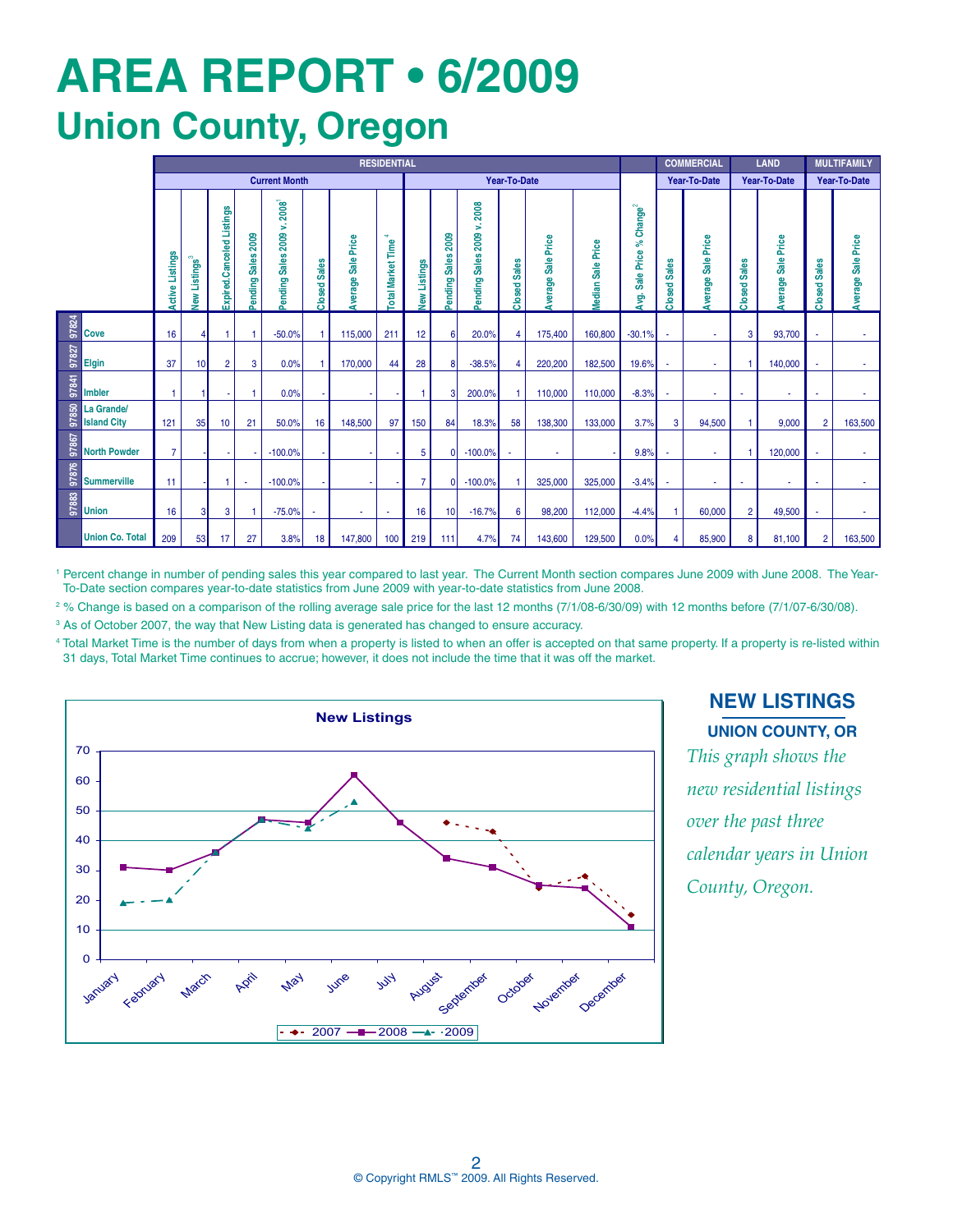# AREA REPORT • 6/2009

## Union County, Oregon

| | | RESIDENTIAL | | | | | | | | | | | | | | | COMMERCIAL | | LAND | | MULTIFAMILY | |
|---|---|---|---|---|---|---|---|---|---|---|---|---|---|---|---|---|---|---|---|---|---|---|
| | | Current Month | | | | | | | | Year-To-Date | | | | | | | Year-To-Date | | Year-To-Date | | Year-To-Date | |
| | | Active Listings | New Listings[3] | Expired.Canceled Listings | Pending Sales 2009 | Pending Sales 2009 v. 2008[1] | Closed Sales | Average Sale Price | Total Market Time[4] | New Listings | Pending Sales 2009 | Pending Sales 2009 v. 2008 | Closed Sales | Average Sale Price | Median Sale Price | Avg. Sale Price % Change[2] | Closed Sales | Average Sale Price | Closed Sales | Average Sale Price | Closed Sales | Average Sale Price |
| 97824 | Cove | 16 | 4 | 1 | 1 | -50.0% | 1 | 115,000 | 211 | 12 | 6 | 20.0% | 4 | 175,400 | 160,800 | -30.1% | - | - | 3 | 93,700 | - | - |
| 97827 | Elgin | 37 | 10 | 2 | 3 | 0.0% | 1 | 170,000 | 44 | 28 | 8 | -38.5% | 4 | 220,200 | 182,500 | 19.6% | - | - | 1 | 140,000 | - | - |
| 97841 | Imbler | 1 | 1 | - | 1 | 0.0% | - | - | - | 1 | 3 | 200.0% | 1 | 110,000 | 110,000 | -8.3% | - | - | - | - | - | - |
| 97850 | La Grande/ Island City | 121 | 35 | 10 | 21 | 50.0% | 16 | 148,500 | 97 | 150 | 84 | 18.3% | 58 | 138,300 | 133,000 | 3.7% | 3 | 94,500 | 1 | 9,000 | 2 | 163,500 |
| 97867 | North Powder | 7 | - | - | - | -100.0% | - | - | - | 5 | 0 | -100.0% | - | - | - | 9.8% | - | - | 1 | 120,000 | - | - |
| 97876 | Summerville | 11 | - | 1 | - | -100.0% | - | - | - | 7 | 0 | -100.0% | 1 | 325,000 | 325,000 | -3.4% | - | - | - | - | - | - |
| 97883 | Union | 16 | 3 | 3 | 1 | -75.0% | - | - | - | 16 | 10 | -16.7% | 6 | 98,200 | 112,000 | -4.4% | 1 | 60,000 | 2 | 49,500 | - | - |
| | Union Co. Total | 209 | 53 | 17 | 27 | 3.8% | 18 | 147,800 | 100 | 219 | 111 | 4.7% | 74 | 143,600 | 129,500 | 0.0% | 4 | 85,900 | 8 | 81,100 | 2 | 163,500 |

[1] Percent change in number of pending sales this year compared to last year. The Current Month section compares June 2009 with June 2008. The Year-To-Date section compares year-to-date statistics from June 2009 with year-to-date statistics from June 2008.

[2] % Change is based on a comparison of the rolling average sale price for the last 12 months (7/1/08-6/30/09) with 12 months before (7/1/07-6/30/08).

[3] As of October 2007, the way that New Listing data is generated has changed to ensure accuracy.

[4] Total Market Time is the number of days from when a property is listed to when an offer is accepted on that same property. If a property is re-listed within 31 days, Total Market Time continues to accrue; however, it does not include the time that it was off the market.

## NEW LISTINGS

### UNION COUNTY, OR

*This graph shows the new residential listings over the past three calendar years in Union County, Oregon.*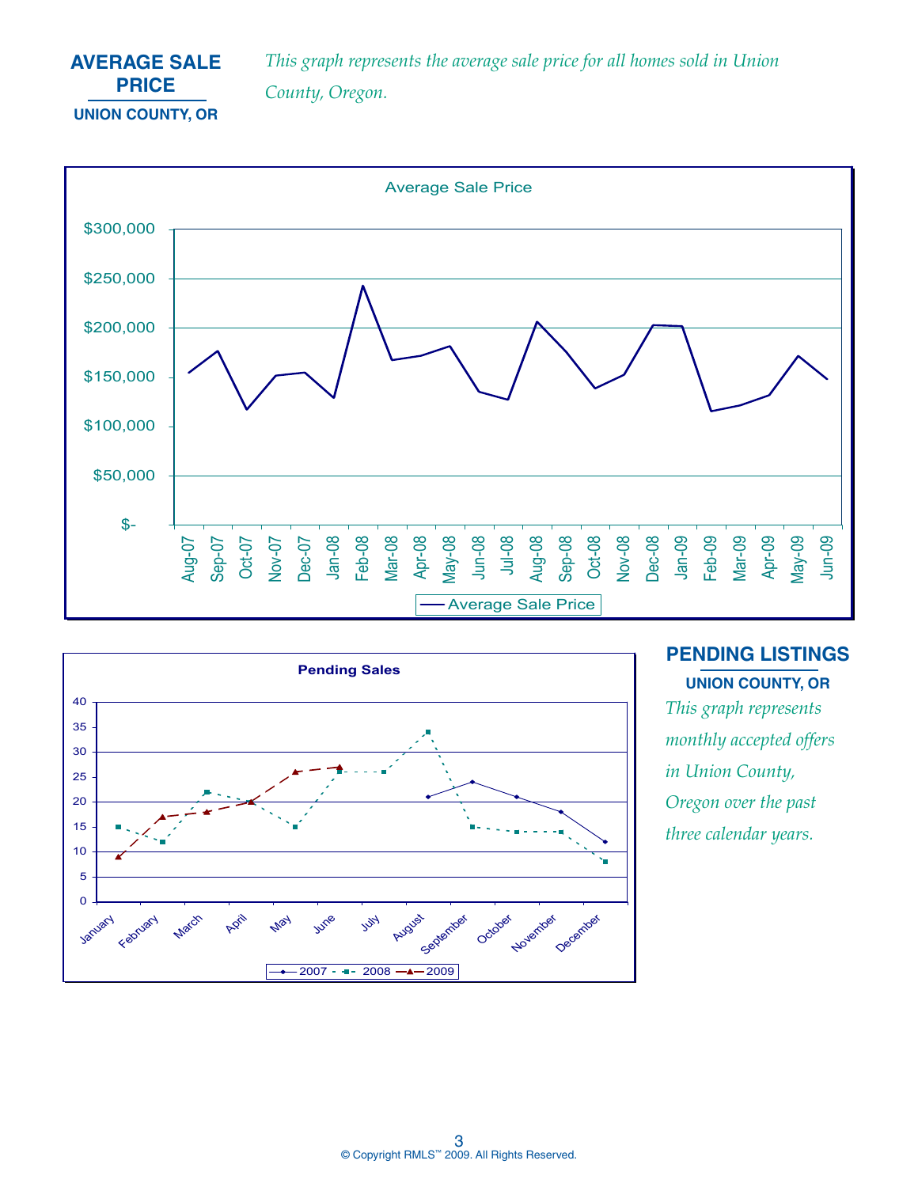## AVERAGE SALE PRICE

**UNION COUNTY, OR**

*This graph represents the average sale price for all homes sold in Union County, Oregon.*

## PENDING LISTINGS

**UNION COUNTY, OR**

*This graph represents monthly accepted offers in Union County, Oregon over the past three calendar years.*

© Copyright RMLS™ 2009. All Rights Reserved.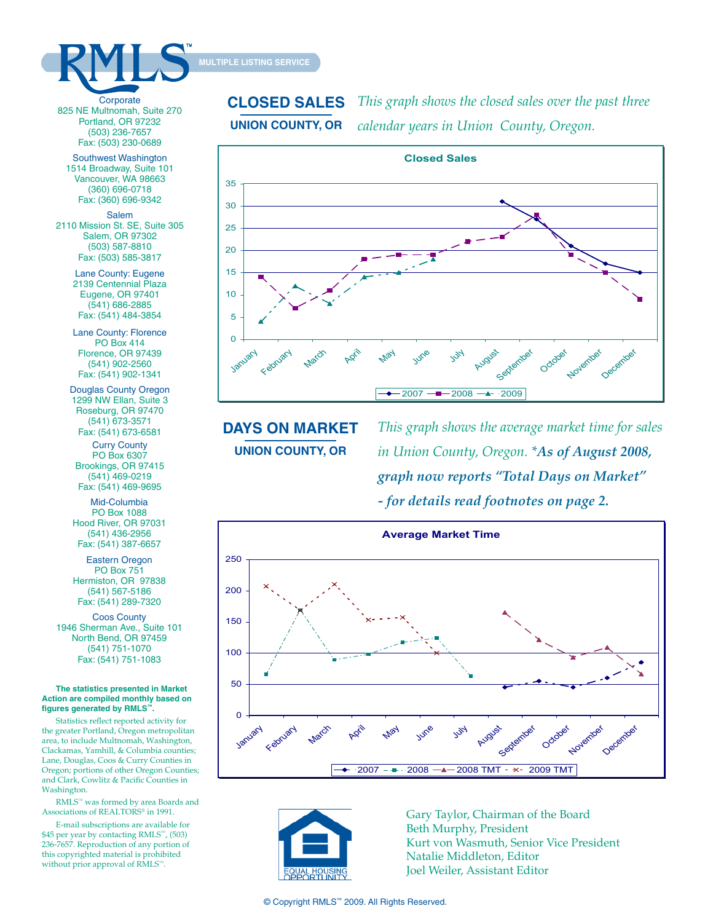RMLS™ MULTIPLE LISTING SERVICE

Corporate
825 NE Multnomah, Suite 270
Portland, OR 97232
(503) 236-7657
Fax: (503) 230-0689

Southwest Washington
1514 Broadway, Suite 101
Vancouver, WA 98663
(360) 696-0718
Fax: (360) 696-9342

Salem
2110 Mission St. SE, Suite 305
Salem, OR 97302
(503) 587-8810
Fax: (503) 585-3817

Lane County: Eugene
2139 Centennial Plaza
Eugene, OR 97401
(541) 686-2885
Fax: (541) 484-3854

Lane County: Florence
PO Box 414
Florence, OR 97439
(541) 902-2560
Fax: (541) 902-1341

Douglas County Oregon
1299 NW Ellan, Suite 3
Roseburg, OR 97470
(541) 673-3571
Fax: (541) 673-6581

Curry County
PO Box 6307
Brookings, OR 97415
(541) 469-0219
Fax: (541) 469-9695

Mid-Columbia
PO Box 1088
Hood River, OR 97031
(541) 436-2956
Fax: (541) 387-6657

Eastern Oregon
PO Box 751
Hermiston, OR 97838
(541) 567-5186
Fax: (541) 289-7320

Coos County
1946 Sherman Ave., Suite 101
North Bend, OR 97459
(541) 751-1070
Fax: (541) 751-1083

**The statistics presented in Market Action are compiled monthly based on figures generated by RMLS™.**

Statistics reflect reported activity for the greater Portland, Oregon metropolitan area, to include Multnomah, Washington, Clackamas, Yamhill, & Columbia counties; Lane, Douglas, Coos & Curry Counties in Oregon; portions of other Oregon Counties; and Clark, Cowlitz & Pacific Counties in Washington.

RMLS™ was formed by area Boards and Associations of REALTORS® in 1991.

E-mail subscriptions are available for $45 per year by contacting RMLS™, (503) 236-7657. Reproduction of any portion of this copyrighted material is prohibited without prior approval of RMLS™.

## CLOSED SALES
### UNION COUNTY, OR

*This graph shows the closed sales over the past three calendar years in Union County, Oregon.*

Closed Sales

35
30
25
20
15
10
5
0

January February March April May June July August September October November December

2007 2008 2009

## DAYS ON MARKET
### UNION COUNTY, OR

*This graph shows the average market time for sales in Union County, Oregon.* ***\*As of August 2008, graph now reports "Total Days on Market" - for details read footnotes on page 2.***

Average Market Time

250
200
150
100
50
0

January February March April May June July August September October November December

2007 2008 2008 TMT 2009 TMT

EQUAL HOUSING OPPORTUNITY

Gary Taylor, Chairman of the Board
Beth Murphy, President
Kurt von Wasmuth, Senior Vice President
Natalie Middleton, Editor
Joel Weiler, Assistant Editor

© Copyright RMLS™ 2009. All Rights Reserved.